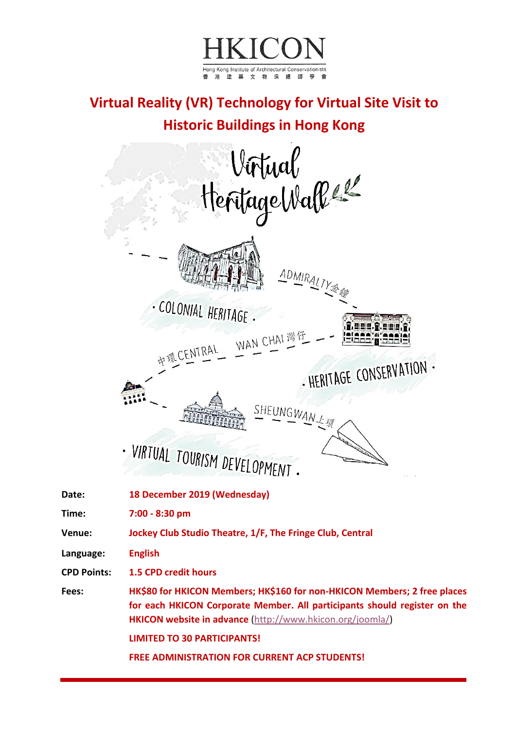# HKICON

Hong Kong Institute of Architectural Conservationists

香港建築文物保護師學會

## Virtual Reality (VR) Technology for Virtual Site Visit to Historic Buildings in Hong Kong

Virtual Heritage Walk

· COLONIAL HERITAGE ·

· HERITAGE CONSERVATION ·

· VIRTUAL TOURISM DEVELOPMENT ·

ADMIRALTY金鐘 — WAN CHAI 灣仔 — 中環 CENTRAL — SHEUNGWAN上環

| | |
|---|---|
| **Date:** | **18 December 2019 (Wednesday)** |
| **Time:** | **7:00 - 8:30 pm** |
| **Venue:** | **Jockey Club Studio Theatre, 1/F, The Fringe Club, Central** |
| **Language:** | **English** |
| **CPD Points:** | **1.5 CPD credit hours** |
| **Fees:** | **HK$80 for HKICON Members; HK$160 for non-HKICON Members; 2 free places for each HKICON Corporate Member. All participants should register on the HKICON website in advance** (http://www.hkicon.org/joomla/) |

**LIMITED TO 30 PARTICIPANTS!**

**FREE ADMINISTRATION FOR CURRENT ACP STUDENTS!**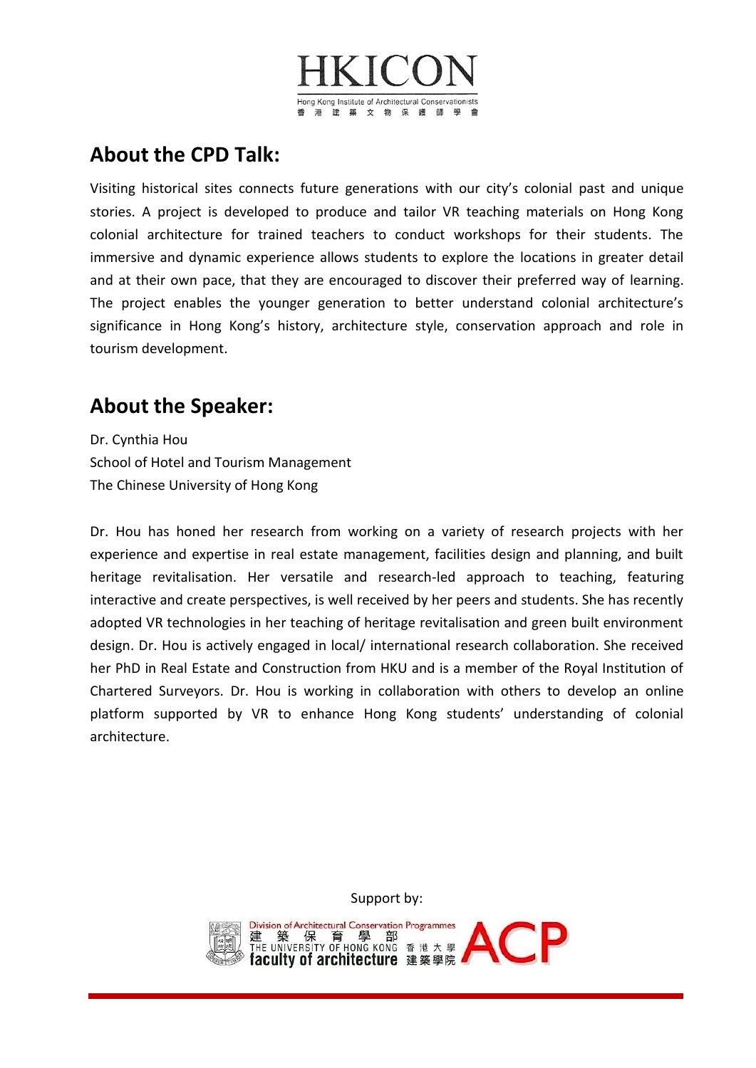HKICON

Hong Kong Institute of Architectural Conservationists
香港建築文物保護師學會

## About the CPD Talk:

Visiting historical sites connects future generations with our city's colonial past and unique stories. A project is developed to produce and tailor VR teaching materials on Hong Kong colonial architecture for trained teachers to conduct workshops for their students. The immersive and dynamic experience allows students to explore the locations in greater detail and at their own pace, that they are encouraged to discover their preferred way of learning. The project enables the younger generation to better understand colonial architecture's significance in Hong Kong's history, architecture style, conservation approach and role in tourism development.

## About the Speaker:

Dr. Cynthia Hou
School of Hotel and Tourism Management
The Chinese University of Hong Kong

Dr. Hou has honed her research from working on a variety of research projects with her experience and expertise in real estate management, facilities design and planning, and built heritage revitalisation. Her versatile and research-led approach to teaching, featuring interactive and create perspectives, is well received by her peers and students. She has recently adopted VR technologies in her teaching of heritage revitalisation and green built environment design. Dr. Hou is actively engaged in local/ international research collaboration. She received her PhD in Real Estate and Construction from HKU and is a member of the Royal Institution of Chartered Surveyors. Dr. Hou is working in collaboration with others to develop an online platform supported by VR to enhance Hong Kong students' understanding of colonial architecture.

Support by:

Division of Architectural Conservation Programmes
建築保育學部
THE UNIVERSITY OF HONG KONG 香港大學
faculty of architecture 建築學院
ACP